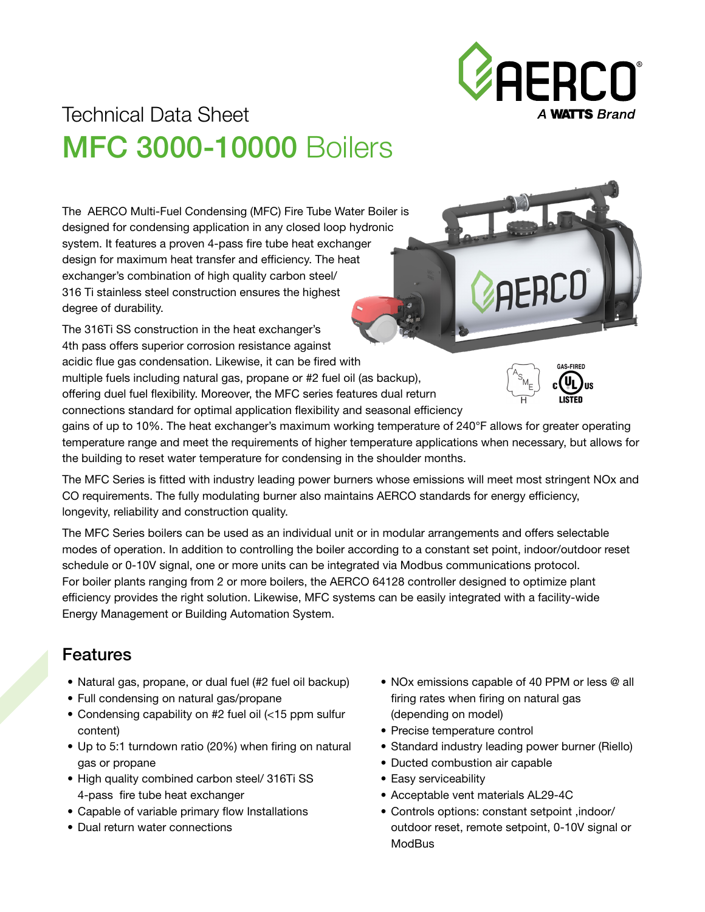Technical Data Sheet

# MFC 3000-10000 Boilers

The AERCO Multi-Fuel Condensing (MFC) Fire Tube Water Boiler is designed for condensing application in any closed loop hydronic system. It features a proven 4-pass fire tube heat exchanger design for maximum heat transfer and efficiency. The heat exchanger's combination of high quality carbon steel/ 316 Ti stainless steel construction ensures the highest degree of durability.

The 316Ti SS construction in the heat exchanger's 4th pass offers superior corrosion resistance against acidic flue gas condensation. Likewise, it can be fired with multiple fuels including natural gas, propane or #2 fuel oil (as backup), offering duel fuel flexibility. Moreover, the MFC series features dual return connections standard for optimal application flexibility and seasonal efficiency gains of up to 10%. The heat exchanger's maximum working temperature of 240°F allows for greater operating temperature range and meet the requirements of higher temperature applications when necessary, but allows for the building to reset water temperature for condensing in the shoulder months.

The MFC Series is fitted with industry leading power burners whose emissions will meet most stringent NOx and CO requirements. The fully modulating burner also maintains AERCO standards for energy efficiency, longevity, reliability and construction quality.

The MFC Series boilers can be used as an individual unit or in modular arrangements and offers selectable modes of operation. In addition to controlling the boiler according to a constant set point, indoor/outdoor reset schedule or 0-10V signal, one or more units can be integrated via Modbus communications protocol. For boiler plants ranging from 2 or more boilers, the AERCO 64128 controller designed to optimize plant efficiency provides the right solution. Likewise, MFC systems can be easily integrated with a facility-wide Energy Management or Building Automation System.

## Features

- Natural gas, propane, or dual fuel (#2 fuel oil backup)
- Full condensing on natural gas/propane
- Condensing capability on #2 fuel oil (<15 ppm sulfur content)
- Up to 5:1 turndown ratio (20%) when firing on natural gas or propane
- High quality combined carbon steel/ 316Ti SS 4-pass fire tube heat exchanger
- Capable of variable primary flow Installations
- Dual return water connections
- NOx emissions capable of 40 PPM or less @ all firing rates when firing on natural gas (depending on model)
- Precise temperature control
- Standard industry leading power burner (Riello)
- Ducted combustion air capable
- Easy serviceability
- Acceptable vent materials AL29-4C
- Controls options: constant setpoint ,indoor/ outdoor reset, remote setpoint, 0-10V signal or ModBus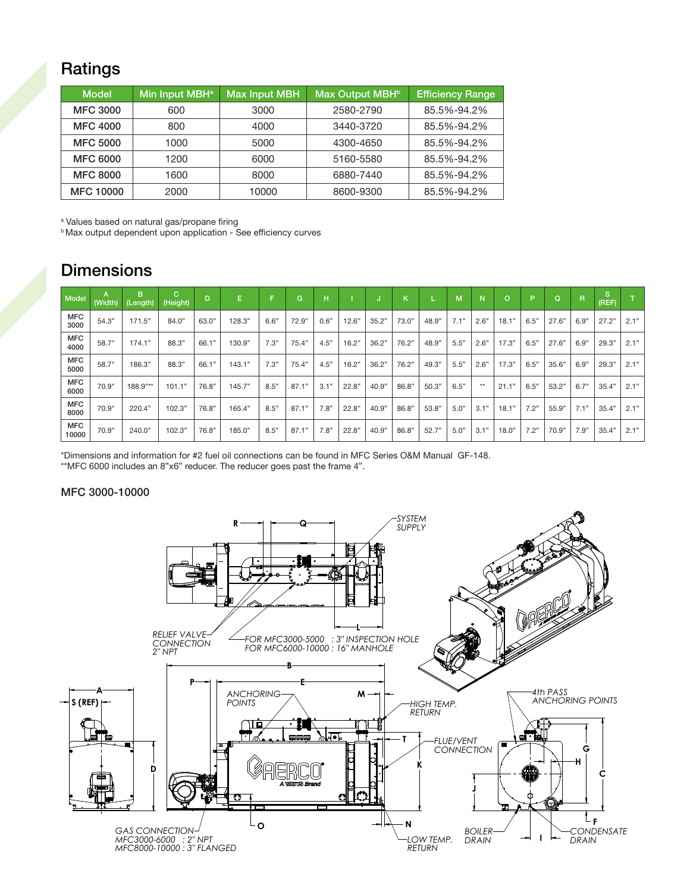## Ratings

| Model | Min Input MBH[a] | Max Input MBH | Max Output MBH[b] | Efficiency Range |
|---|---|---|---|---|
| MFC 3000 | 600 | 3000 | 2580-2790 | 85.5%-94.2% |
| MFC 4000 | 800 | 4000 | 3440-3720 | 85.5%-94.2% |
| MFC 5000 | 1000 | 5000 | 4300-4650 | 85.5%-94.2% |
| MFC 6000 | 1200 | 6000 | 5160-5580 | 85.5%-94.2% |
| MFC 8000 | 1600 | 8000 | 6880-7440 | 85.5%-94.2% |
| MFC 10000 | 2000 | 10000 | 8600-9300 | 85.5%-94.2% |

[a] Values based on natural gas/propane firing
[b] Max output dependent upon application - See efficiency curves

## Dimensions

| Model | A (Width) | B (Length) | C (Height) | D | E | F | G | H | I | J | K | L | M | N | O | P | Q | R | S (REF) | T |
|---|---|---|---|---|---|---|---|---|---|---|---|---|---|---|---|---|---|---|---|---|
| MFC 3000 | 54.3" | 171.5" | 84.0" | 63.0" | 128.3" | 6.6" | 72.9" | 0.6" | 12.6" | 35.2" | 73.0" | 48.9" | 7.1" | 2.6" | 18.1" | 6.5" | 27.6" | 6.9" | 27.2" | 2.1" |
| MFC 4000 | 58.7" | 174.1" | 88.3" | 66.1" | 130.9" | 7.3" | 75.4" | 4.5" | 16.2" | 36.2" | 76.2" | 48.9" | 5.5" | 2.6" | 17.3" | 6.5" | 27.6" | 6.9" | 29.3" | 2.1" |
| MFC 5000 | 58.7" | 186.3" | 88.3" | 66.1" | 143.1" | 7.3" | 75.4" | 4.5" | 16.2" | 36.2" | 76.2" | 49.3" | 5.5" | 2.6" | 17.3" | 6.5" | 35.6" | 6.9" | 29.3" | 2.1" |
| MFC 6000 | 70.9" | 188.9"** | 101.1" | 76.8" | 145.7" | 8.5" | 87.1" | 3.1" | 22.8" | 40.9" | 86.8" | 50.3" | 6.5" | ** | 21.1" | 6.5" | 53.2" | 6.7" | 35.4" | 2.1" |
| MFC 8000 | 70.9" | 220.4" | 102.3" | 76.8" | 165.4" | 8.5" | 87.1" | 7.8" | 22.8" | 40.9" | 86.8" | 53.8" | 5.0" | 3.1" | 18.1" | 7.2" | 55.9" | 7.1" | 35.4" | 2.1" |
| MFC 10000 | 70.9" | 240.0" | 102.3" | 76.8" | 185.0" | 8.5" | 87.1" | 7.8" | 22.8" | 40.9" | 86.8" | 52.7" | 5.0" | 3.1" | 18.0" | 7.2" | 70.9" | 7.9" | 35.4" | 2.1" |

*Dimensions and information for #2 fuel oil connections can be found in MFC Series O&M Manual GF-148.
**MFC 6000 includes an 8"x6" reducer. The reducer goes past the frame 4".

### MFC 3000-10000

SYSTEM SUPPLY

RELIEF VALVE CONNECTION 2" NPT

FOR MFC3000-5000 : 3" INSPECTION HOLE
FOR MFC6000-10000 : 16" MANHOLE

ANCHORING POINTS

HIGH TEMP. RETURN

FLUE/VENT CONNECTION

4th PASS ANCHORING POINTS

GAS CONNECTION
MFC3000-6000 : 2" NPT
MFC8000-10000 : 3" FLANGED

LOW TEMP. RETURN

BOILER DRAIN

CONDENSATE DRAIN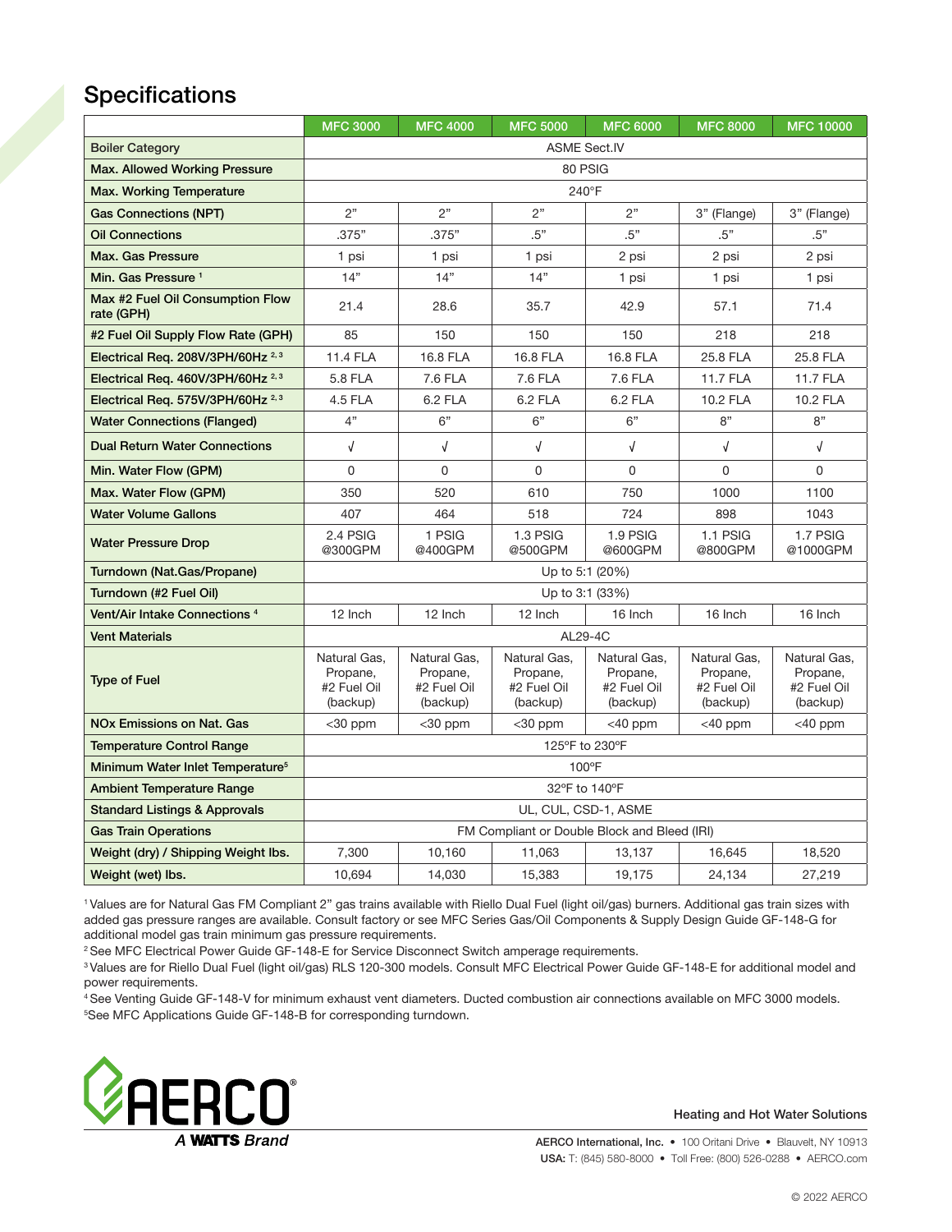## Specifications

| | MFC 3000 | MFC 4000 | MFC 5000 | MFC 6000 | MFC 8000 | MFC 10000 |
|---|---|---|---|---|---|---|
| Boiler Category | ASME Sect.IV | | | | | |
| Max. Allowed Working Pressure | 80 PSIG | | | | | |
| Max. Working Temperature | 240°F | | | | | |
| Gas Connections (NPT) | 2" | 2" | 2" | 2" | 3" (Flange) | 3" (Flange) |
| Oil Connections | .375" | .375" | .5" | .5" | .5" | .5" |
| Max. Gas Pressure | 1 psi | 1 psi | 1 psi | 2 psi | 2 psi | 2 psi |
| Min. Gas Pressure [1] | 14" | 14" | 14" | 1 psi | 1 psi | 1 psi |
| Max #2 Fuel Oil Consumption Flow rate (GPH) | 21.4 | 28.6 | 35.7 | 42.9 | 57.1 | 71.4 |
| #2 Fuel Oil Supply Flow Rate (GPH) | 85 | 150 | 150 | 150 | 218 | 218 |
| Electrical Req. 208V/3PH/60Hz [2,3] | 11.4 FLA | 16.8 FLA | 16.8 FLA | 16.8 FLA | 25.8 FLA | 25.8 FLA |
| Electrical Req. 460V/3PH/60Hz [2,3] | 5.8 FLA | 7.6 FLA | 7.6 FLA | 7.6 FLA | 11.7 FLA | 11.7 FLA |
| Electrical Req. 575V/3PH/60Hz [2,3] | 4.5 FLA | 6.2 FLA | 6.2 FLA | 6.2 FLA | 10.2 FLA | 10.2 FLA |
| Water Connections (Flanged) | 4" | 6" | 6" | 6" | 8" | 8" |
| Dual Return Water Connections | √ | √ | √ | √ | √ | √ |
| Min. Water Flow (GPM) | 0 | 0 | 0 | 0 | 0 | 0 |
| Max. Water Flow (GPM) | 350 | 520 | 610 | 750 | 1000 | 1100 |
| Water Volume Gallons | 407 | 464 | 518 | 724 | 898 | 1043 |
| Water Pressure Drop | 2.4 PSIG @300GPM | 1 PSIG @400GPM | 1.3 PSIG @500GPM | 1.9 PSIG @600GPM | 1.1 PSIG @800GPM | 1.7 PSIG @1000GPM |
| Turndown (Nat.Gas/Propane) | Up to 5:1 (20%) | | | | | |
| Turndown (#2 Fuel Oil) | Up to 3:1 (33%) | | | | | |
| Vent/Air Intake Connections [4] | 12 Inch | 12 Inch | 12 Inch | 16 Inch | 16 Inch | 16 Inch |
| Vent Materials | AL29-4C | | | | | |
| Type of Fuel | Natural Gas, Propane, #2 Fuel Oil (backup) | Natural Gas, Propane, #2 Fuel Oil (backup) | Natural Gas, Propane, #2 Fuel Oil (backup) | Natural Gas, Propane, #2 Fuel Oil (backup) | Natural Gas, Propane, #2 Fuel Oil (backup) | Natural Gas, Propane, #2 Fuel Oil (backup) |
| NOx Emissions on Nat. Gas | <30 ppm | <30 ppm | <30 ppm | <40 ppm | <40 ppm | <40 ppm |
| Temperature Control Range | 125°F to 230°F | | | | | |
| Minimum Water Inlet Temperature[5] | 100°F | | | | | |
| Ambient Temperature Range | 32°F to 140°F | | | | | |
| Standard Listings & Approvals | UL, CUL, CSD-1, ASME | | | | | |
| Gas Train Operations | FM Compliant or Double Block and Bleed (IRI) | | | | | |
| Weight (dry) / Shipping Weight lbs. | 7,300 | 10,160 | 11,063 | 13,137 | 16,645 | 18,520 |
| Weight (wet) lbs. | 10,694 | 14,030 | 15,383 | 19,175 | 24,134 | 27,219 |

[1] Values are for Natural Gas FM Compliant 2" gas trains available with Riello Dual Fuel (light oil/gas) burners. Additional gas train sizes with added gas pressure ranges are available. Consult factory or see MFC Series Gas/Oil Components & Supply Design Guide GF-148-G for additional model gas train minimum gas pressure requirements.

[2] See MFC Electrical Power Guide GF-148-E for Service Disconnect Switch amperage requirements.

[3] Values are for Riello Dual Fuel (light oil/gas) RLS 120-300 models. Consult MFC Electrical Power Guide GF-148-E for additional model and power requirements.

[4] See Venting Guide GF-148-V for minimum exhaust vent diameters. Ducted combustion air connections available on MFC 3000 models.

[5] See MFC Applications Guide GF-148-B for corresponding turndown.

AERCO® *A WATTS Brand*

Heating and Hot Water Solutions

**AERCO International, Inc.** • 100 Oritani Drive • Blauvelt, NY 10913
**USA:** T: (845) 580-8000 • Toll Free: (800) 526-0288 • AERCO.com

© 2022 AERCO